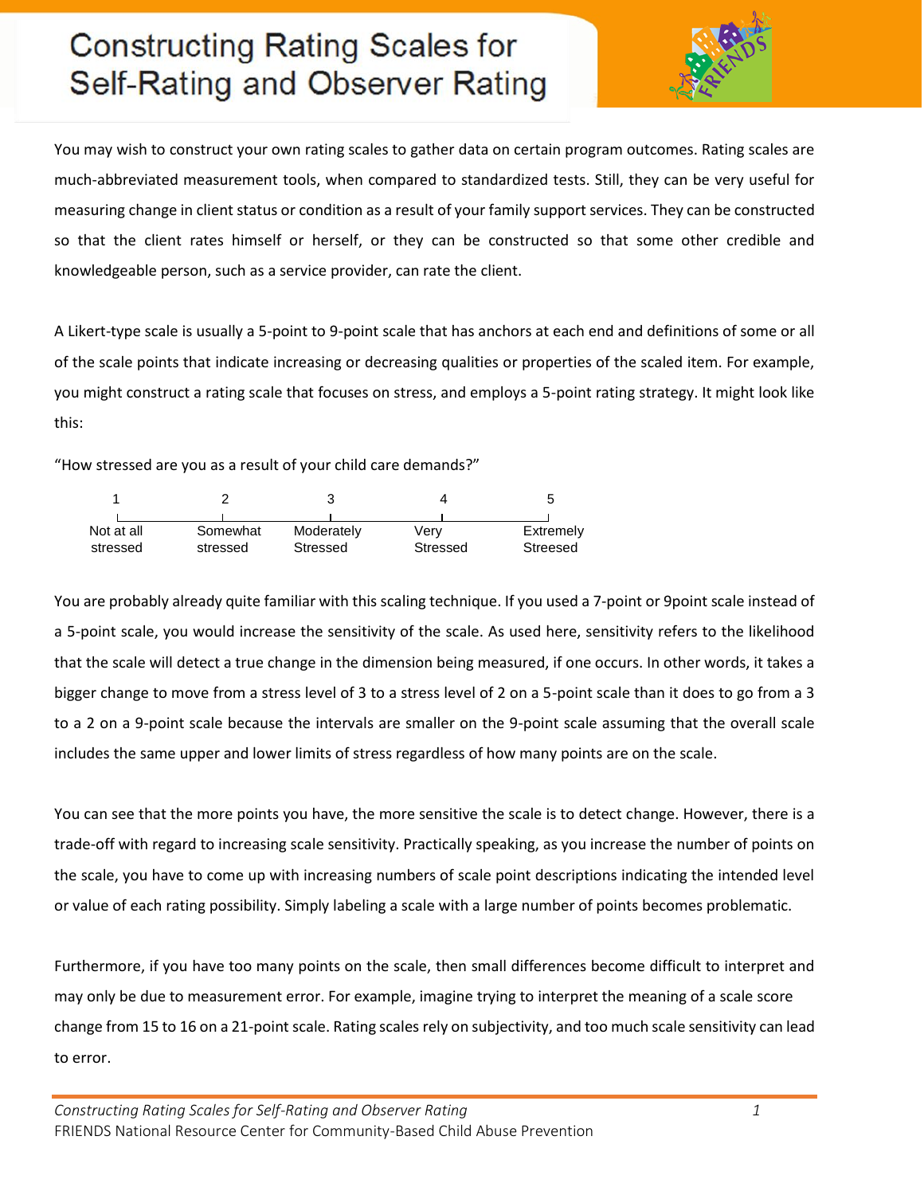# Constructing Rating Scales for Self-Rating and Observer Rating

You may wish to construct your own rating scales to gather data on certain program outcomes. Rating scales are much-abbreviated measurement tools, when compared to standardized tests. Still, they can be very useful for measuring change in client status or condition as a result of your family support services. They can be constructed so that the client rates himself or herself, or they can be constructed so that some other credible and knowledgeable person, such as a service provider, can rate the client.

A Likert-type scale is usually a 5-point to 9-point scale that has anchors at each end and definitions of some or all of the scale points that indicate increasing or decreasing qualities or properties of the scaled item. For example, you might construct a rating scale that focuses on stress, and employs a 5-point rating strategy. It might look like this:

"How stressed are you as a result of your child care demands?"

| 1 | 2 | 3 | 4 | 5 |
|---|---|---|---|---|
| Not at all stressed | Somewhat stressed | Moderately Stressed | Very Stressed | Extremely Streesed |

You are probably already quite familiar with this scaling technique. If you used a 7-point or 9point scale instead of a 5-point scale, you would increase the sensitivity of the scale. As used here, sensitivity refers to the likelihood that the scale will detect a true change in the dimension being measured, if one occurs. In other words, it takes a bigger change to move from a stress level of 3 to a stress level of 2 on a 5-point scale than it does to go from a 3 to a 2 on a 9-point scale because the intervals are smaller on the 9-point scale assuming that the overall scale includes the same upper and lower limits of stress regardless of how many points are on the scale.

You can see that the more points you have, the more sensitive the scale is to detect change. However, there is a trade-off with regard to increasing scale sensitivity. Practically speaking, as you increase the number of points on the scale, you have to come up with increasing numbers of scale point descriptions indicating the intended level or value of each rating possibility. Simply labeling a scale with a large number of points becomes problematic.

Furthermore, if you have too many points on the scale, then small differences become difficult to interpret and may only be due to measurement error. For example, imagine trying to interpret the meaning of a scale score change from 15 to 16 on a 21-point scale. Rating scales rely on subjectivity, and too much scale sensitivity can lead to error.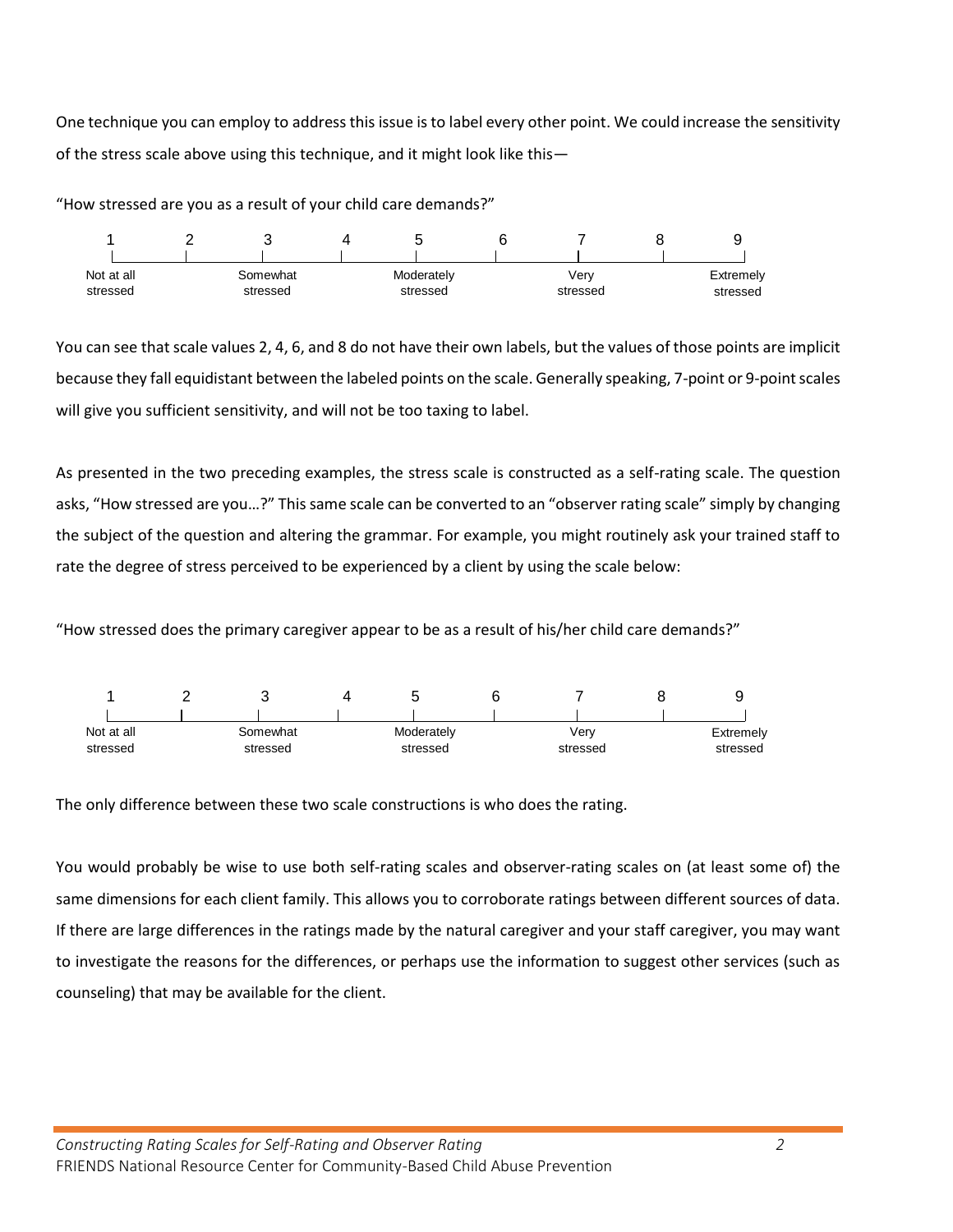One technique you can employ to address this issue is to label every other point. We could increase the sensitivity of the stress scale above using this technique, and it might look like this—

"How stressed are you as a result of your child care demands?"

| 1 | 2 | 3 | 4 | 5 | 6 | 7 | 8 | 9 |
|---|---|---|---|---|---|---|---|---|
| Not at all stressed | | Somewhat stressed | | Moderately stressed | | Very stressed | | Extremely stressed |

You can see that scale values 2, 4, 6, and 8 do not have their own labels, but the values of those points are implicit because they fall equidistant between the labeled points on the scale. Generally speaking, 7-point or 9-point scales will give you sufficient sensitivity, and will not be too taxing to label.

As presented in the two preceding examples, the stress scale is constructed as a self-rating scale. The question asks, "How stressed are you…?" This same scale can be converted to an "observer rating scale" simply by changing the subject of the question and altering the grammar. For example, you might routinely ask your trained staff to rate the degree of stress perceived to be experienced by a client by using the scale below:

"How stressed does the primary caregiver appear to be as a result of his/her child care demands?"

| 1 | 2 | 3 | 4 | 5 | 6 | 7 | 8 | 9 |
|---|---|---|---|---|---|---|---|---|
| Not at all stressed | | Somewhat stressed | | Moderately stressed | | Very stressed | | Extremely stressed |

The only difference between these two scale constructions is who does the rating.

You would probably be wise to use both self-rating scales and observer-rating scales on (at least some of) the same dimensions for each client family. This allows you to corroborate ratings between different sources of data. If there are large differences in the ratings made by the natural caregiver and your staff caregiver, you may want to investigate the reasons for the differences, or perhaps use the information to suggest other services (such as counseling) that may be available for the client.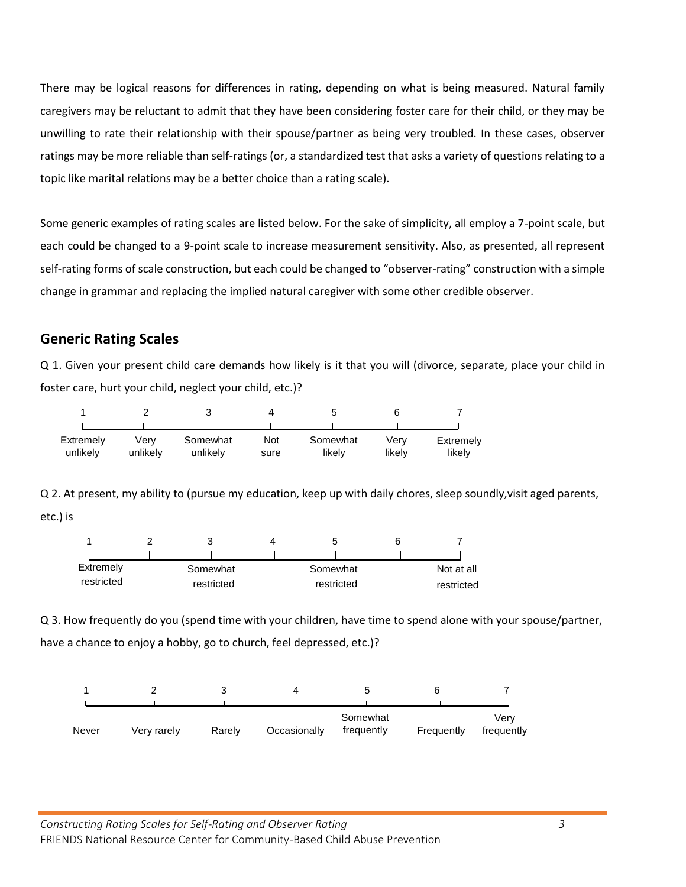There may be logical reasons for differences in rating, depending on what is being measured. Natural family caregivers may be reluctant to admit that they have been considering foster care for their child, or they may be unwilling to rate their relationship with their spouse/partner as being very troubled. In these cases, observer ratings may be more reliable than self-ratings (or, a standardized test that asks a variety of questions relating to a topic like marital relations may be a better choice than a rating scale).

Some generic examples of rating scales are listed below. For the sake of simplicity, all employ a 7-point scale, but each could be changed to a 9-point scale to increase measurement sensitivity. Also, as presented, all represent self-rating forms of scale construction, but each could be changed to "observer-rating" construction with a simple change in grammar and replacing the implied natural caregiver with some other credible observer.

## Generic Rating Scales

Q 1. Given your present child care demands how likely is it that you will (divorce, separate, place your child in foster care, hurt your child, neglect your child, etc.)?

| 1 | 2 | 3 | 4 | 5 | 6 | 7 |
|---|---|---|---|---|---|---|
| Extremely unlikely | Very unlikely | Somewhat unlikely | Not sure | Somewhat likely | Very likely | Extremely likely |

Q 2. At present, my ability to (pursue my education, keep up with daily chores, sleep soundly,visit aged parents, etc.) is

| 1 | 2 | 3 | 4 | 5 | 6 | 7 |
|---|---|---|---|---|---|---|
| Extremely restricted | | Somewhat restricted | | Somewhat restricted | | Not at all restricted |

Q 3. How frequently do you (spend time with your children, have time to spend alone with your spouse/partner, have a chance to enjoy a hobby, go to church, feel depressed, etc.)?

| 1 | 2 | 3 | 4 | 5 | 6 | 7 |
|---|---|---|---|---|---|---|
| Never | Very rarely | Rarely | Occasionally | Somewhat frequently | Frequently | Very frequently |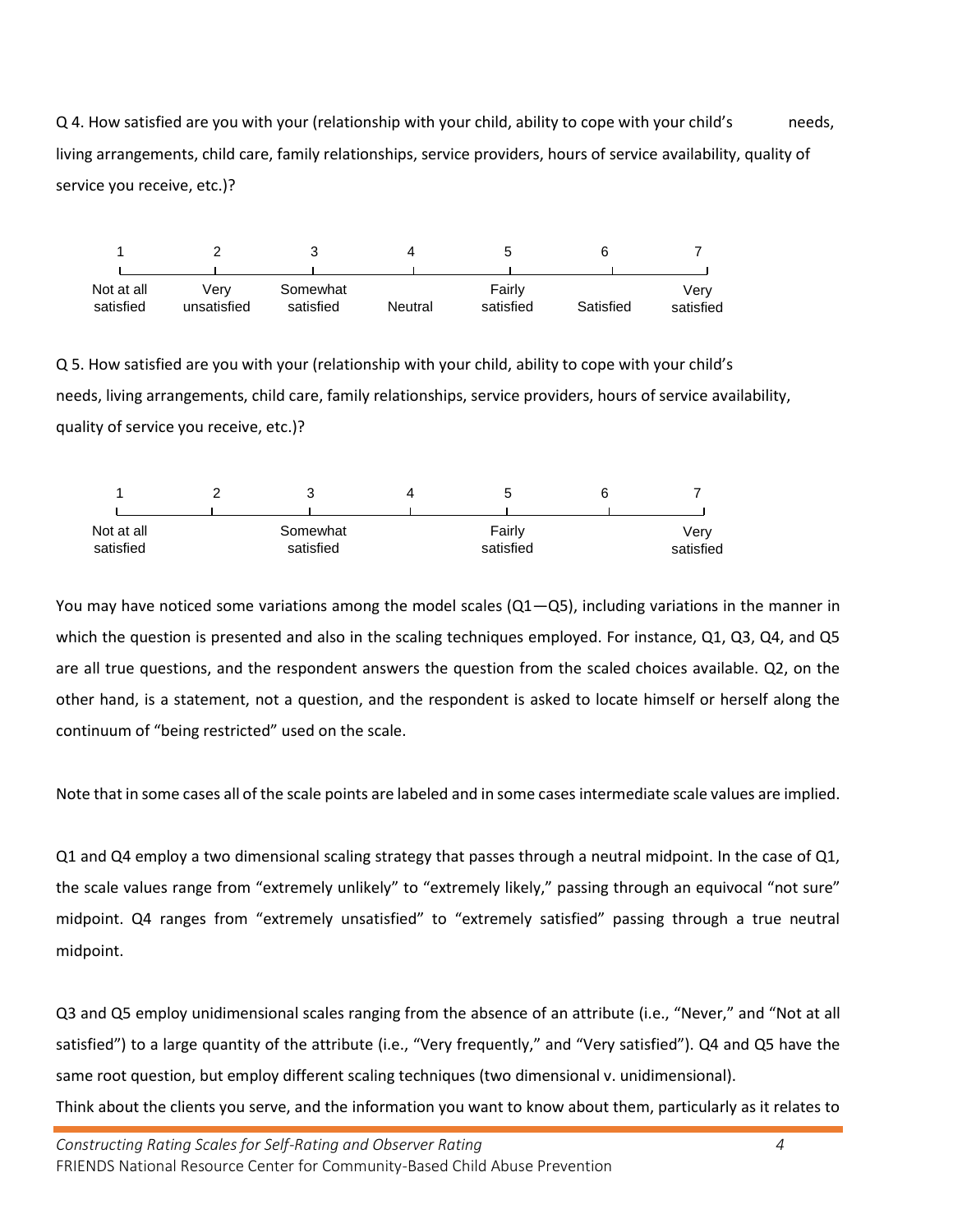Q 4. How satisfied are you with your (relationship with your child, ability to cope with your child's needs, living arrangements, child care, family relationships, service providers, hours of service availability, quality of service you receive, etc.)?

| 1 | 2 | 3 | 4 | 5 | 6 | 7 |
|---|---|---|---|---|---|---|
| Not at all satisfied | Very unsatisfied | Somewhat satisfied | Neutral | Fairly satisfied | Satisfied | Very satisfied |

Q 5. How satisfied are you with your (relationship with your child, ability to cope with your child's needs, living arrangements, child care, family relationships, service providers, hours of service availability, quality of service you receive, etc.)?

| 1 | 2 | 3 | 4 | 5 | 6 | 7 |
|---|---|---|---|---|---|---|
| Not at all satisfied | | Somewhat satisfied | | Fairly satisfied | | Very satisfied |

You may have noticed some variations among the model scales (Q1—Q5), including variations in the manner in which the question is presented and also in the scaling techniques employed. For instance, Q1, Q3, Q4, and Q5 are all true questions, and the respondent answers the question from the scaled choices available. Q2, on the other hand, is a statement, not a question, and the respondent is asked to locate himself or herself along the continuum of "being restricted" used on the scale.

Note that in some cases all of the scale points are labeled and in some cases intermediate scale values are implied.

Q1 and Q4 employ a two dimensional scaling strategy that passes through a neutral midpoint. In the case of Q1, the scale values range from "extremely unlikely" to "extremely likely," passing through an equivocal "not sure" midpoint. Q4 ranges from "extremely unsatisfied" to "extremely satisfied" passing through a true neutral midpoint.

Q3 and Q5 employ unidimensional scales ranging from the absence of an attribute (i.e., "Never," and "Not at all satisfied") to a large quantity of the attribute (i.e., "Very frequently," and "Very satisfied"). Q4 and Q5 have the same root question, but employ different scaling techniques (two dimensional v. unidimensional).

Think about the clients you serve, and the information you want to know about them, particularly as it relates to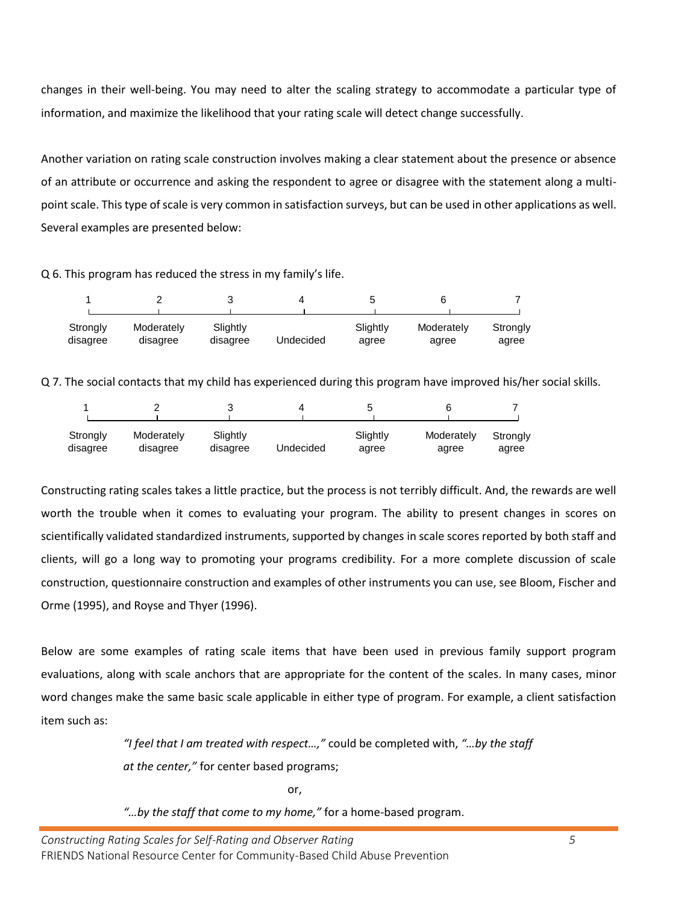changes in their well-being. You may need to alter the scaling strategy to accommodate a particular type of information, and maximize the likelihood that your rating scale will detect change successfully.

Another variation on rating scale construction involves making a clear statement about the presence or absence of an attribute or occurrence and asking the respondent to agree or disagree with the statement along a multi-point scale. This type of scale is very common in satisfaction surveys, but can be used in other applications as well. Several examples are presented below:

Q 6. This program has reduced the stress in my family's life.

| 1 | 2 | 3 | 4 | 5 | 6 | 7 |
|---|---|---|---|---|---|---|
| Strongly disagree | Moderately disagree | Slightly disagree | Undecided | Slightly agree | Moderately agree | Strongly agree |

Q 7. The social contacts that my child has experienced during this program have improved his/her social skills.

| 1 | 2 | 3 | 4 | 5 | 6 | 7 |
|---|---|---|---|---|---|---|
| Strongly disagree | Moderately disagree | Slightly disagree | Undecided | Slightly agree | Moderately agree | Strongly agree |

Constructing rating scales takes a little practice, but the process is not terribly difficult. And, the rewards are well worth the trouble when it comes to evaluating your program. The ability to present changes in scores on scientifically validated standardized instruments, supported by changes in scale scores reported by both staff and clients, will go a long way to promoting your programs credibility. For a more complete discussion of scale construction, questionnaire construction and examples of other instruments you can use, see Bloom, Fischer and Orme (1995), and Royse and Thyer (1996).

Below are some examples of rating scale items that have been used in previous family support program evaluations, along with scale anchors that are appropriate for the content of the scales. In many cases, minor word changes make the same basic scale applicable in either type of program. For example, a client satisfaction item such as:

> *"I feel that I am treated with respect…,"* could be completed with, *"…by the staff at the center,"* for center based programs;
>
> or,
>
> *"…by the staff that come to my home,"* for a home-based program.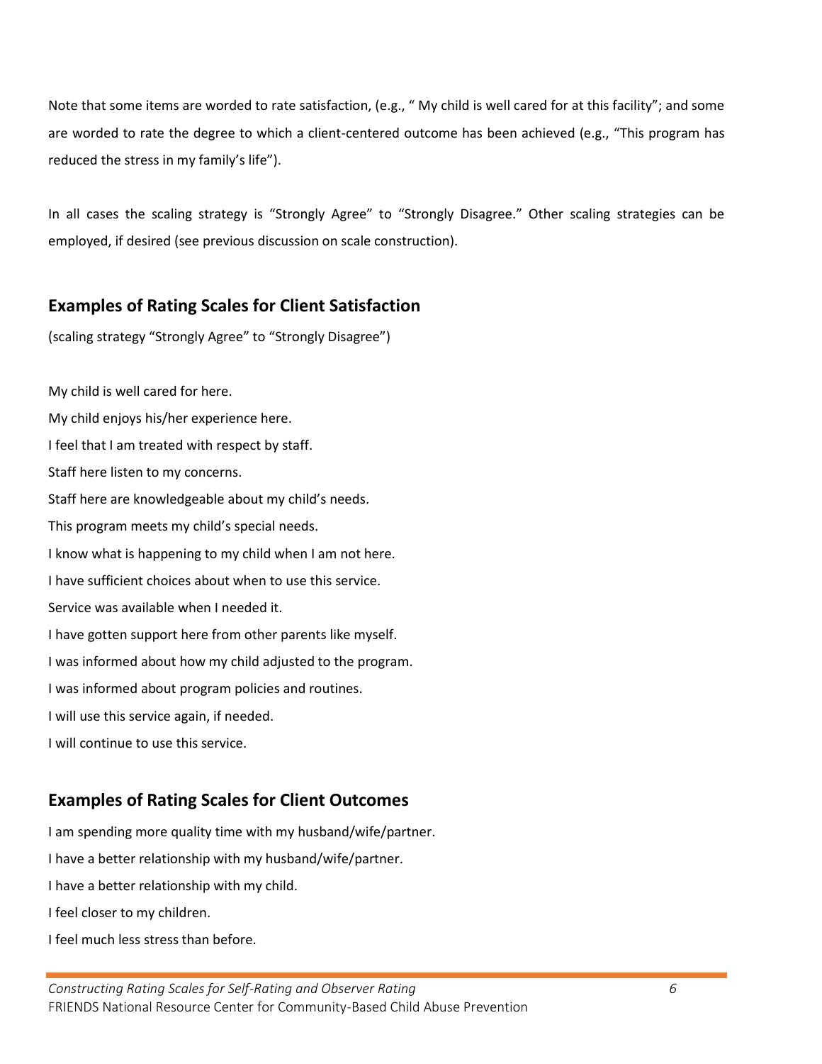Note that some items are worded to rate satisfaction, (e.g., " My child is well cared for at this facility"; and some are worded to rate the degree to which a client-centered outcome has been achieved (e.g., "This program has reduced the stress in my family's life").

In all cases the scaling strategy is "Strongly Agree" to "Strongly Disagree." Other scaling strategies can be employed, if desired (see previous discussion on scale construction).

## Examples of Rating Scales for Client Satisfaction

(scaling strategy "Strongly Agree" to "Strongly Disagree")

My child is well cared for here.

My child enjoys his/her experience here.

I feel that I am treated with respect by staff.

Staff here listen to my concerns.

Staff here are knowledgeable about my child's needs.

This program meets my child's special needs.

I know what is happening to my child when I am not here.

I have sufficient choices about when to use this service.

Service was available when I needed it.

I have gotten support here from other parents like myself.

I was informed about how my child adjusted to the program.

I was informed about program policies and routines.

I will use this service again, if needed.

I will continue to use this service.

## Examples of Rating Scales for Client Outcomes

I am spending more quality time with my husband/wife/partner.

I have a better relationship with my husband/wife/partner.

I have a better relationship with my child.

I feel closer to my children.

I feel much less stress than before.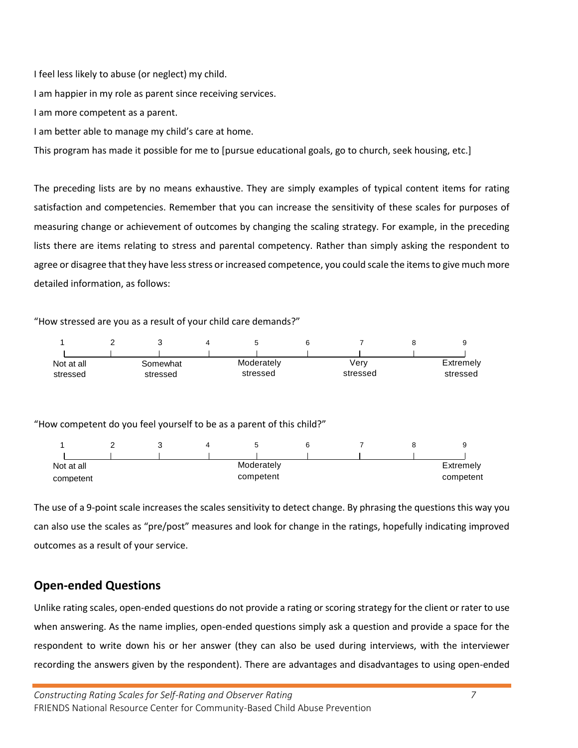I feel less likely to abuse (or neglect) my child.

I am happier in my role as parent since receiving services.

I am more competent as a parent.

I am better able to manage my child's care at home.

This program has made it possible for me to [pursue educational goals, go to church, seek housing, etc.]

The preceding lists are by no means exhaustive. They are simply examples of typical content items for rating satisfaction and competencies. Remember that you can increase the sensitivity of these scales for purposes of measuring change or achievement of outcomes by changing the scaling strategy. For example, in the preceding lists there are items relating to stress and parental competency. Rather than simply asking the respondent to agree or disagree that they have less stress or increased competence, you could scale the items to give much more detailed information, as follows:

"How stressed are you as a result of your child care demands?"

| 1 | 2 | 3 | 4 | 5 | 6 | 7 | 8 | 9 |
|---|---|---|---|---|---|---|---|---|
| Not at all stressed | | Somewhat stressed | | Moderately stressed | | Very stressed | | Extremely stressed |

"How competent do you feel yourself to be as a parent of this child?"

| 1 | 2 | 3 | 4 | 5 | 6 | 7 | 8 | 9 |
|---|---|---|---|---|---|---|---|---|
| Not at all competent | | | | Moderately competent | | | | Extremely competent |

The use of a 9-point scale increases the scales sensitivity to detect change. By phrasing the questions this way you can also use the scales as "pre/post" measures and look for change in the ratings, hopefully indicating improved outcomes as a result of your service.

## Open-ended Questions

Unlike rating scales, open-ended questions do not provide a rating or scoring strategy for the client or rater to use when answering. As the name implies, open-ended questions simply ask a question and provide a space for the respondent to write down his or her answer (they can also be used during interviews, with the interviewer recording the answers given by the respondent). There are advantages and disadvantages to using open-ended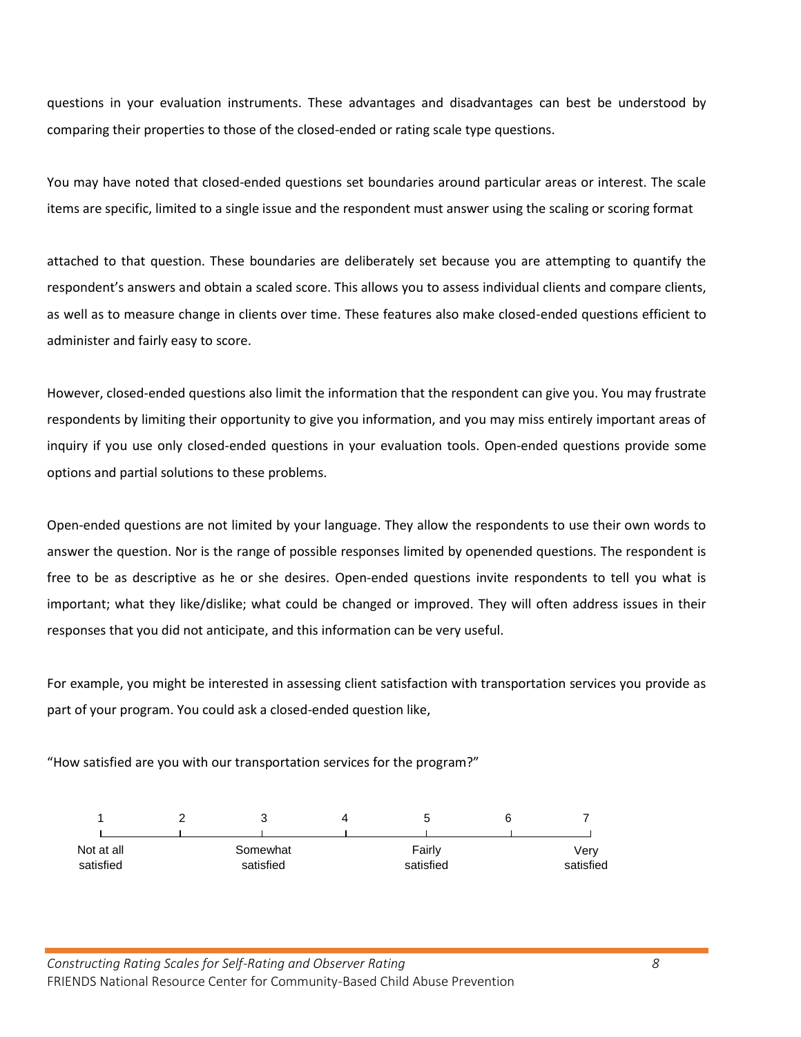questions in your evaluation instruments. These advantages and disadvantages can best be understood by comparing their properties to those of the closed-ended or rating scale type questions.

You may have noted that closed-ended questions set boundaries around particular areas or interest. The scale items are specific, limited to a single issue and the respondent must answer using the scaling or scoring format

attached to that question. These boundaries are deliberately set because you are attempting to quantify the respondent's answers and obtain a scaled score. This allows you to assess individual clients and compare clients, as well as to measure change in clients over time. These features also make closed-ended questions efficient to administer and fairly easy to score.

However, closed-ended questions also limit the information that the respondent can give you. You may frustrate respondents by limiting their opportunity to give you information, and you may miss entirely important areas of inquiry if you use only closed-ended questions in your evaluation tools. Open-ended questions provide some options and partial solutions to these problems.

Open-ended questions are not limited by your language. They allow the respondents to use their own words to answer the question. Nor is the range of possible responses limited by openended questions. The respondent is free to be as descriptive as he or she desires. Open-ended questions invite respondents to tell you what is important; what they like/dislike; what could be changed or improved. They will often address issues in their responses that you did not anticipate, and this information can be very useful.

For example, you might be interested in assessing client satisfaction with transportation services you provide as part of your program. You could ask a closed-ended question like,

"How satisfied are you with our transportation services for the program?"

| 1 | 2 | 3 | 4 | 5 | 6 | 7 |
|---|---|---|---|---|---|---|
| Not at all satisfied | | Somewhat satisfied | | Fairly satisfied | | Very satisfied |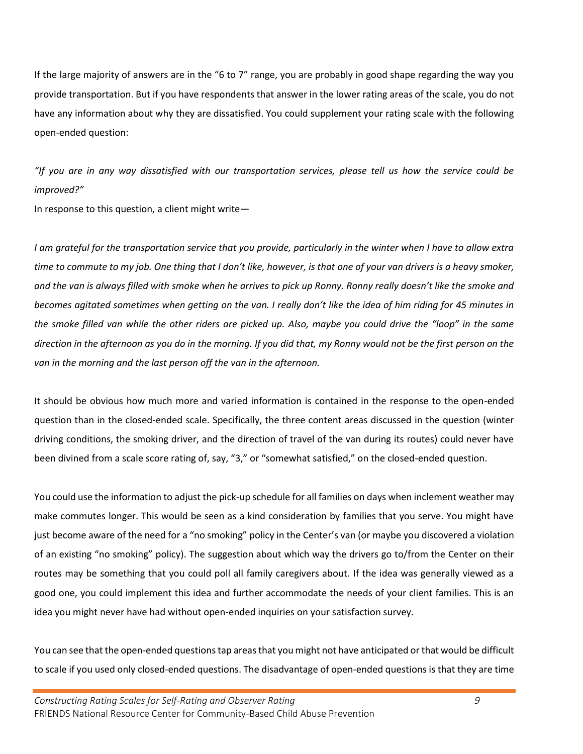If the large majority of answers are in the "6 to 7" range, you are probably in good shape regarding the way you provide transportation. But if you have respondents that answer in the lower rating areas of the scale, you do not have any information about why they are dissatisfied. You could supplement your rating scale with the following open-ended question:

*"If you are in any way dissatisfied with our transportation services, please tell us how the service could be improved?"*

In response to this question, a client might write—

*I am grateful for the transportation service that you provide, particularly in the winter when I have to allow extra time to commute to my job. One thing that I don't like, however, is that one of your van drivers is a heavy smoker, and the van is always filled with smoke when he arrives to pick up Ronny. Ronny really doesn't like the smoke and becomes agitated sometimes when getting on the van. I really don't like the idea of him riding for 45 minutes in the smoke filled van while the other riders are picked up. Also, maybe you could drive the "loop" in the same direction in the afternoon as you do in the morning. If you did that, my Ronny would not be the first person on the van in the morning and the last person off the van in the afternoon.*

It should be obvious how much more and varied information is contained in the response to the open-ended question than in the closed-ended scale. Specifically, the three content areas discussed in the question (winter driving conditions, the smoking driver, and the direction of travel of the van during its routes) could never have been divined from a scale score rating of, say, "3," or "somewhat satisfied," on the closed-ended question.

You could use the information to adjust the pick-up schedule for all families on days when inclement weather may make commutes longer. This would be seen as a kind consideration by families that you serve. You might have just become aware of the need for a "no smoking" policy in the Center's van (or maybe you discovered a violation of an existing "no smoking" policy). The suggestion about which way the drivers go to/from the Center on their routes may be something that you could poll all family caregivers about. If the idea was generally viewed as a good one, you could implement this idea and further accommodate the needs of your client families. This is an idea you might never have had without open-ended inquiries on your satisfaction survey.

You can see that the open-ended questions tap areas that you might not have anticipated or that would be difficult to scale if you used only closed-ended questions. The disadvantage of open-ended questions is that they are time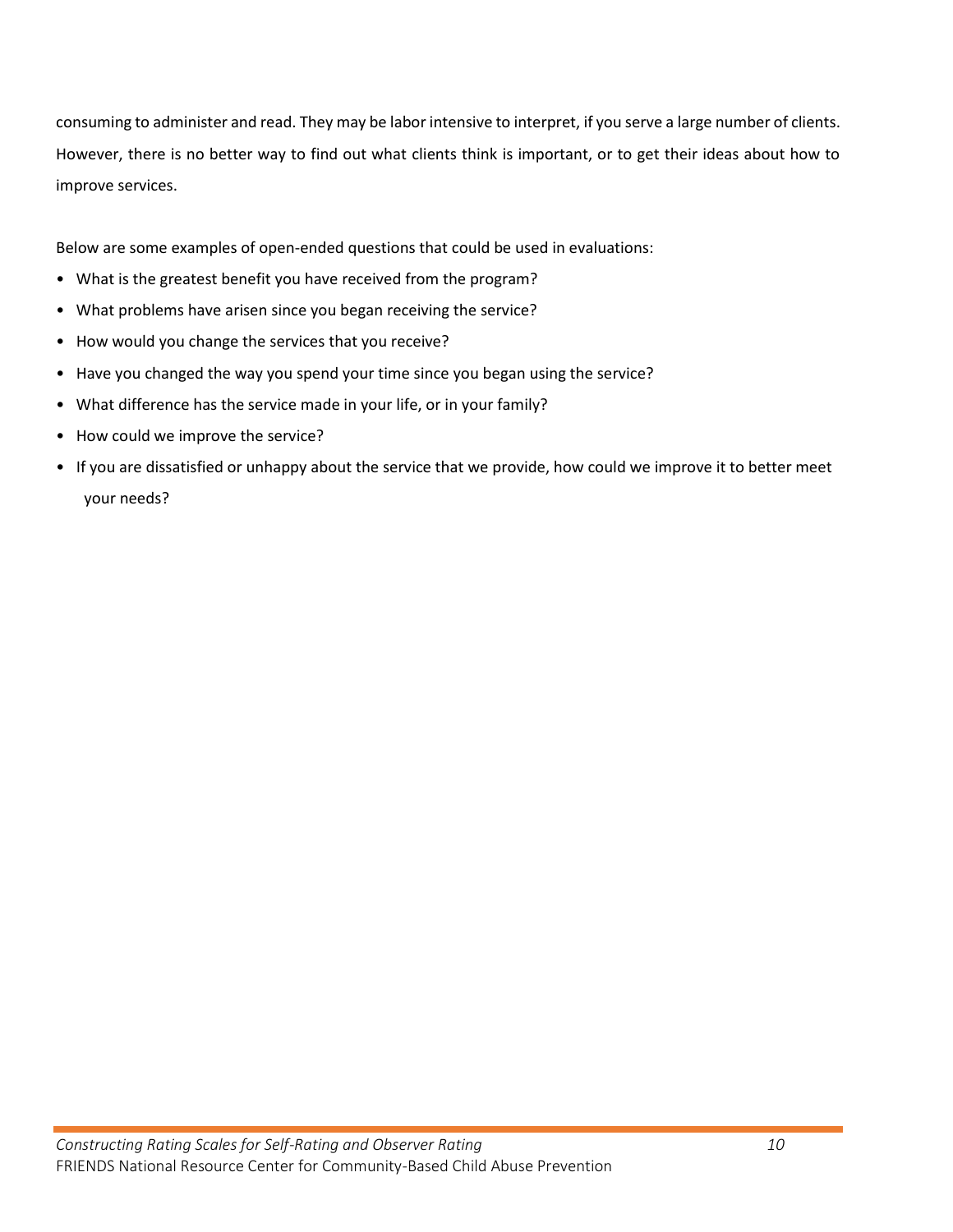consuming to administer and read. They may be labor intensive to interpret, if you serve a large number of clients. However, there is no better way to find out what clients think is important, or to get their ideas about how to improve services.

Below are some examples of open-ended questions that could be used in evaluations:

- What is the greatest benefit you have received from the program?
- What problems have arisen since you began receiving the service?
- How would you change the services that you receive?
- Have you changed the way you spend your time since you began using the service?
- What difference has the service made in your life, or in your family?
- How could we improve the service?
- If you are dissatisfied or unhappy about the service that we provide, how could we improve it to better meet your needs?